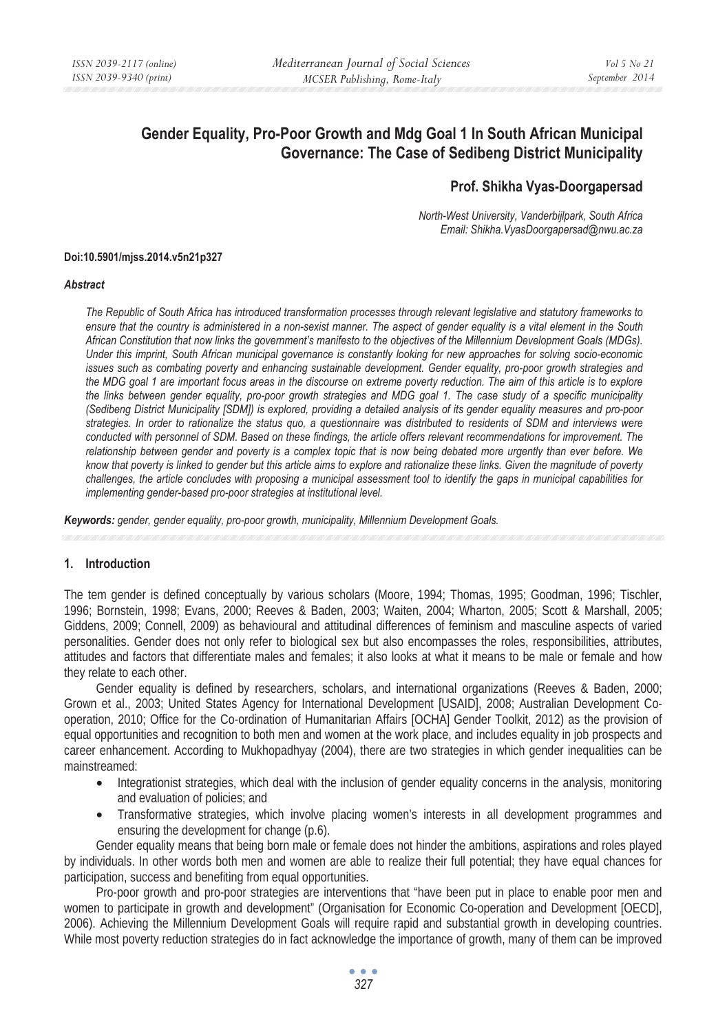# Gender Equality, Pro-Poor Growth and Mdg Goal 1 In South African Municipal Governance: The Case of Sedibeng District Municipality

**Prof. Shikha Vyas-Doorgapersad**

*North-West University, Vanderbijlpark, South Africa*
*Email: Shikha.VyasDoorgapersad@nwu.ac.za*

**Doi:10.5901/mjss.2014.v5n21p327**

### *Abstract*

*The Republic of South Africa has introduced transformation processes through relevant legislative and statutory frameworks to ensure that the country is administered in a non-sexist manner. The aspect of gender equality is a vital element in the South African Constitution that now links the government's manifesto to the objectives of the Millennium Development Goals (MDGs). Under this imprint, South African municipal governance is constantly looking for new approaches for solving socio-economic issues such as combating poverty and enhancing sustainable development. Gender equality, pro-poor growth strategies and the MDG goal 1 are important focus areas in the discourse on extreme poverty reduction. The aim of this article is to explore the links between gender equality, pro-poor growth strategies and MDG goal 1. The case study of a specific municipality (Sedibeng District Municipality [SDM]) is explored, providing a detailed analysis of its gender equality measures and pro-poor strategies. In order to rationalize the status quo, a questionnaire was distributed to residents of SDM and interviews were conducted with personnel of SDM. Based on these findings, the article offers relevant recommendations for improvement. The relationship between gender and poverty is a complex topic that is now being debated more urgently than ever before. We know that poverty is linked to gender but this article aims to explore and rationalize these links. Given the magnitude of poverty challenges, the article concludes with proposing a municipal assessment tool to identify the gaps in municipal capabilities for implementing gender-based pro-poor strategies at institutional level.*

***Keywords:*** *gender, gender equality, pro-poor growth, municipality, Millennium Development Goals.*

## 1. Introduction

The tem gender is defined conceptually by various scholars (Moore, 1994; Thomas, 1995; Goodman, 1996; Tischler, 1996; Bornstein, 1998; Evans, 2000; Reeves & Baden, 2003; Waiten, 2004; Wharton, 2005; Scott & Marshall, 2005; Giddens, 2009; Connell, 2009) as behavioural and attitudinal differences of feminism and masculine aspects of varied personalities. Gender does not only refer to biological sex but also encompasses the roles, responsibilities, attributes, attitudes and factors that differentiate males and females; it also looks at what it means to be male or female and how they relate to each other.

Gender equality is defined by researchers, scholars, and international organizations (Reeves & Baden, 2000; Grown et al., 2003; United States Agency for International Development [USAID], 2008; Australian Development Co-operation, 2010; Office for the Co-ordination of Humanitarian Affairs [OCHA] Gender Toolkit, 2012) as the provision of equal opportunities and recognition to both men and women at the work place, and includes equality in job prospects and career enhancement. According to Mukhopadhyay (2004), there are two strategies in which gender inequalities can be mainstreamed:

- Integrationist strategies, which deal with the inclusion of gender equality concerns in the analysis, monitoring and evaluation of policies; and
- Transformative strategies, which involve placing women's interests in all development programmes and ensuring the development for change (p.6).

Gender equality means that being born male or female does not hinder the ambitions, aspirations and roles played by individuals. In other words both men and women are able to realize their full potential; they have equal chances for participation, success and benefiting from equal opportunities.

Pro-poor growth and pro-poor strategies are interventions that "have been put in place to enable poor men and women to participate in growth and development" (Organisation for Economic Co-operation and Development [OECD], 2006). Achieving the Millennium Development Goals will require rapid and substantial growth in developing countries. While most poverty reduction strategies do in fact acknowledge the importance of growth, many of them can be improved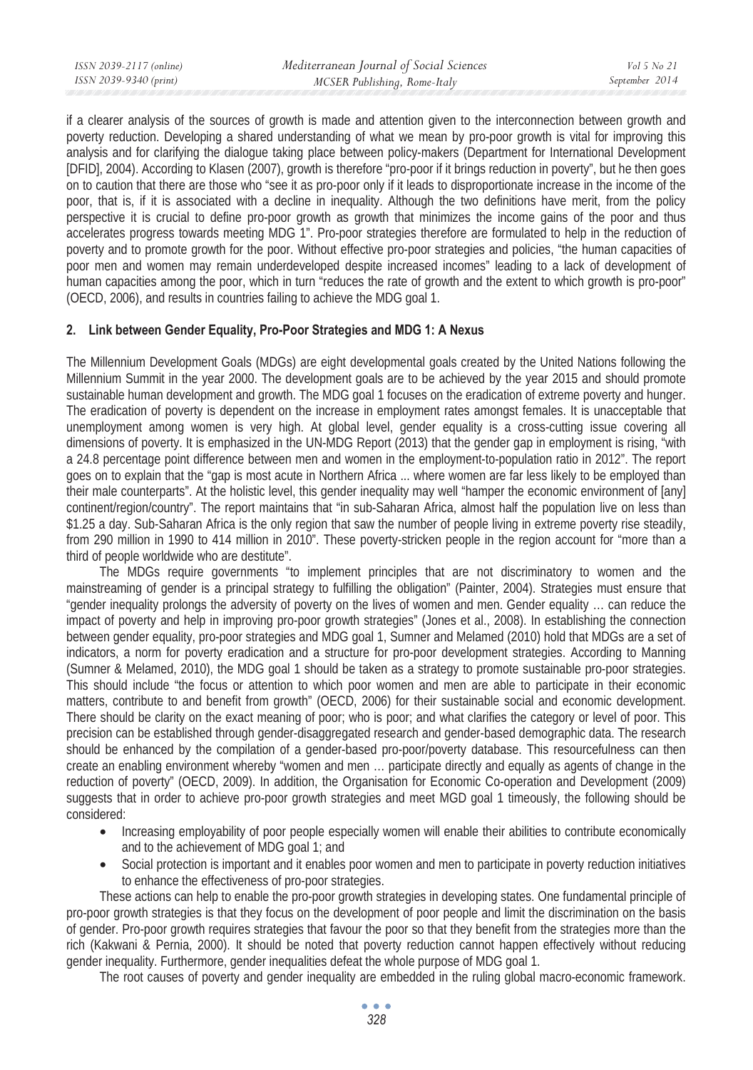if a clearer analysis of the sources of growth is made and attention given to the interconnection between growth and poverty reduction. Developing a shared understanding of what we mean by pro-poor growth is vital for improving this analysis and for clarifying the dialogue taking place between policy-makers (Department for International Development [DFID], 2004). According to Klasen (2007), growth is therefore "pro-poor if it brings reduction in poverty", but he then goes on to caution that there are those who "see it as pro-poor only if it leads to disproportionate increase in the income of the poor, that is, if it is associated with a decline in inequality. Although the two definitions have merit, from the policy perspective it is crucial to define pro-poor growth as growth that minimizes the income gains of the poor and thus accelerates progress towards meeting MDG 1". Pro-poor strategies therefore are formulated to help in the reduction of poverty and to promote growth for the poor. Without effective pro-poor strategies and policies, "the human capacities of poor men and women may remain underdeveloped despite increased incomes" leading to a lack of development of human capacities among the poor, which in turn "reduces the rate of growth and the extent to which growth is pro-poor" (OECD, 2006), and results in countries failing to achieve the MDG goal 1.

## 2. Link between Gender Equality, Pro-Poor Strategies and MDG 1: A Nexus

The Millennium Development Goals (MDGs) are eight developmental goals created by the United Nations following the Millennium Summit in the year 2000. The development goals are to be achieved by the year 2015 and should promote sustainable human development and growth. The MDG goal 1 focuses on the eradication of extreme poverty and hunger. The eradication of poverty is dependent on the increase in employment rates amongst females. It is unacceptable that unemployment among women is very high. At global level, gender equality is a cross-cutting issue covering all dimensions of poverty. It is emphasized in the UN-MDG Report (2013) that the gender gap in employment is rising, "with a 24.8 percentage point difference between men and women in the employment-to-population ratio in 2012". The report goes on to explain that the "gap is most acute in Northern Africa ... where women are far less likely to be employed than their male counterparts". At the holistic level, this gender inequality may well "hamper the economic environment of [any] continent/region/country". The report maintains that "in sub-Saharan Africa, almost half the population live on less than \$1.25 a day. Sub-Saharan Africa is the only region that saw the number of people living in extreme poverty rise steadily, from 290 million in 1990 to 414 million in 2010". These poverty-stricken people in the region account for "more than a third of people worldwide who are destitute".

The MDGs require governments "to implement principles that are not discriminatory to women and the mainstreaming of gender is a principal strategy to fulfilling the obligation" (Painter, 2004). Strategies must ensure that "gender inequality prolongs the adversity of poverty on the lives of women and men. Gender equality … can reduce the impact of poverty and help in improving pro-poor growth strategies" (Jones et al., 2008). In establishing the connection between gender equality, pro-poor strategies and MDG goal 1, Sumner and Melamed (2010) hold that MDGs are a set of indicators, a norm for poverty eradication and a structure for pro-poor development strategies. According to Manning (Sumner & Melamed, 2010), the MDG goal 1 should be taken as a strategy to promote sustainable pro-poor strategies. This should include "the focus or attention to which poor women and men are able to participate in their economic matters, contribute to and benefit from growth" (OECD, 2006) for their sustainable social and economic development. There should be clarity on the exact meaning of poor; who is poor; and what clarifies the category or level of poor. This precision can be established through gender-disaggregated research and gender-based demographic data. The research should be enhanced by the compilation of a gender-based pro-poor/poverty database. This resourcefulness can then create an enabling environment whereby "women and men … participate directly and equally as agents of change in the reduction of poverty" (OECD, 2009). In addition, the Organisation for Economic Co-operation and Development (2009) suggests that in order to achieve pro-poor growth strategies and meet MGD goal 1 timeously, the following should be considered:

- Increasing employability of poor people especially women will enable their abilities to contribute economically and to the achievement of MDG goal 1; and
- Social protection is important and it enables poor women and men to participate in poverty reduction initiatives to enhance the effectiveness of pro-poor strategies.

These actions can help to enable the pro-poor growth strategies in developing states. One fundamental principle of pro-poor growth strategies is that they focus on the development of poor people and limit the discrimination on the basis of gender. Pro-poor growth requires strategies that favour the poor so that they benefit from the strategies more than the rich (Kakwani & Pernia, 2000). It should be noted that poverty reduction cannot happen effectively without reducing gender inequality. Furthermore, gender inequalities defeat the whole purpose of MDG goal 1.

The root causes of poverty and gender inequality are embedded in the ruling global macro-economic framework.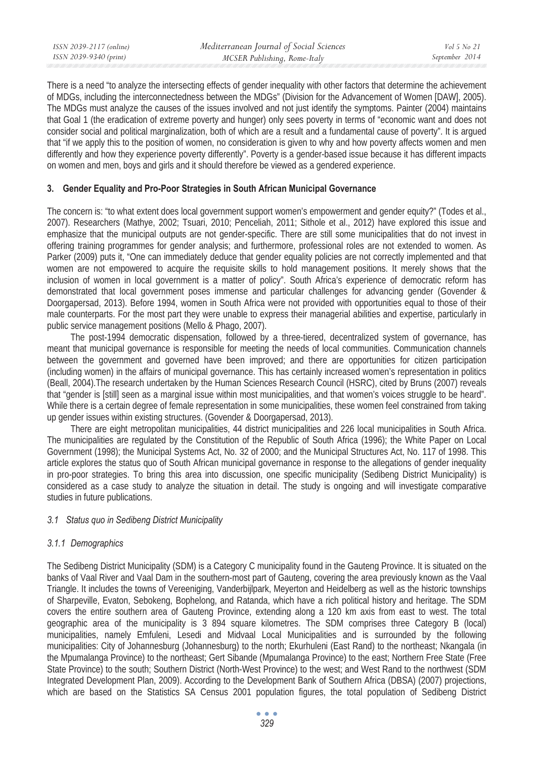There is a need "to analyze the intersecting effects of gender inequality with other factors that determine the achievement of MDGs, including the interconnectedness between the MDGs" (Division for the Advancement of Women [DAW], 2005). The MDGs must analyze the causes of the issues involved and not just identify the symptoms. Painter (2004) maintains that Goal 1 (the eradication of extreme poverty and hunger) only sees poverty in terms of "economic want and does not consider social and political marginalization, both of which are a result and a fundamental cause of poverty". It is argued that "if we apply this to the position of women, no consideration is given to why and how poverty affects women and men differently and how they experience poverty differently". Poverty is a gender-based issue because it has different impacts on women and men, boys and girls and it should therefore be viewed as a gendered experience.

## 3. Gender Equality and Pro-Poor Strategies in South African Municipal Governance

The concern is: "to what extent does local government support women's empowerment and gender equity?" (Todes et al., 2007). Researchers (Mathye, 2002; Tsuari, 2010; Penceliah, 2011; Sithole et al., 2012) have explored this issue and emphasize that the municipal outputs are not gender-specific. There are still some municipalities that do not invest in offering training programmes for gender analysis; and furthermore, professional roles are not extended to women. As Parker (2009) puts it, "One can immediately deduce that gender equality policies are not correctly implemented and that women are not empowered to acquire the requisite skills to hold management positions. It merely shows that the inclusion of women in local government is a matter of policy". South Africa's experience of democratic reform has demonstrated that local government poses immense and particular challenges for advancing gender (Govender & Doorgapersad, 2013). Before 1994, women in South Africa were not provided with opportunities equal to those of their male counterparts. For the most part they were unable to express their managerial abilities and expertise, particularly in public service management positions (Mello & Phago, 2007).

The post-1994 democratic dispensation, followed by a three-tiered, decentralized system of governance, has meant that municipal governance is responsible for meeting the needs of local communities. Communication channels between the government and governed have been improved; and there are opportunities for citizen participation (including women) in the affairs of municipal governance. This has certainly increased women's representation in politics (Beall, 2004).The research undertaken by the Human Sciences Research Council (HSRC), cited by Bruns (2007) reveals that "gender is [still] seen as a marginal issue within most municipalities, and that women's voices struggle to be heard". While there is a certain degree of female representation in some municipalities, these women feel constrained from taking up gender issues within existing structures. (Govender & Doorgapersad, 2013).

There are eight metropolitan municipalities, 44 district municipalities and 226 local municipalities in South Africa. The municipalities are regulated by the Constitution of the Republic of South Africa (1996); the White Paper on Local Government (1998); the Municipal Systems Act, No. 32 of 2000; and the Municipal Structures Act, No. 117 of 1998. This article explores the status quo of South African municipal governance in response to the allegations of gender inequality in pro-poor strategies. To bring this area into discussion, one specific municipality (Sedibeng District Municipality) is considered as a case study to analyze the situation in detail. The study is ongoing and will investigate comparative studies in future publications.

### *3.1 Status quo in Sedibeng District Municipality*

#### *3.1.1 Demographics*

The Sedibeng District Municipality (SDM) is a Category C municipality found in the Gauteng Province. It is situated on the banks of Vaal River and Vaal Dam in the southern-most part of Gauteng, covering the area previously known as the Vaal Triangle. It includes the towns of Vereeniging, Vanderbijlpark, Meyerton and Heidelberg as well as the historic townships of Sharpeville, Evaton, Sebokeng, Bophelong, and Ratanda, which have a rich political history and heritage. The SDM covers the entire southern area of Gauteng Province, extending along a 120 km axis from east to west. The total geographic area of the municipality is 3 894 square kilometres. The SDM comprises three Category B (local) municipalities, namely Emfuleni, Lesedi and Midvaal Local Municipalities and is surrounded by the following municipalities: City of Johannesburg (Johannesburg) to the north; Ekurhuleni (East Rand) to the northeast; Nkangala (in the Mpumalanga Province) to the northeast; Gert Sibande (Mpumalanga Province) to the east; Northern Free State (Free State Province) to the south; Southern District (North-West Province) to the west; and West Rand to the northwest (SDM Integrated Development Plan, 2009). According to the Development Bank of Southern Africa (DBSA) (2007) projections, which are based on the Statistics SA Census 2001 population figures, the total population of Sedibeng District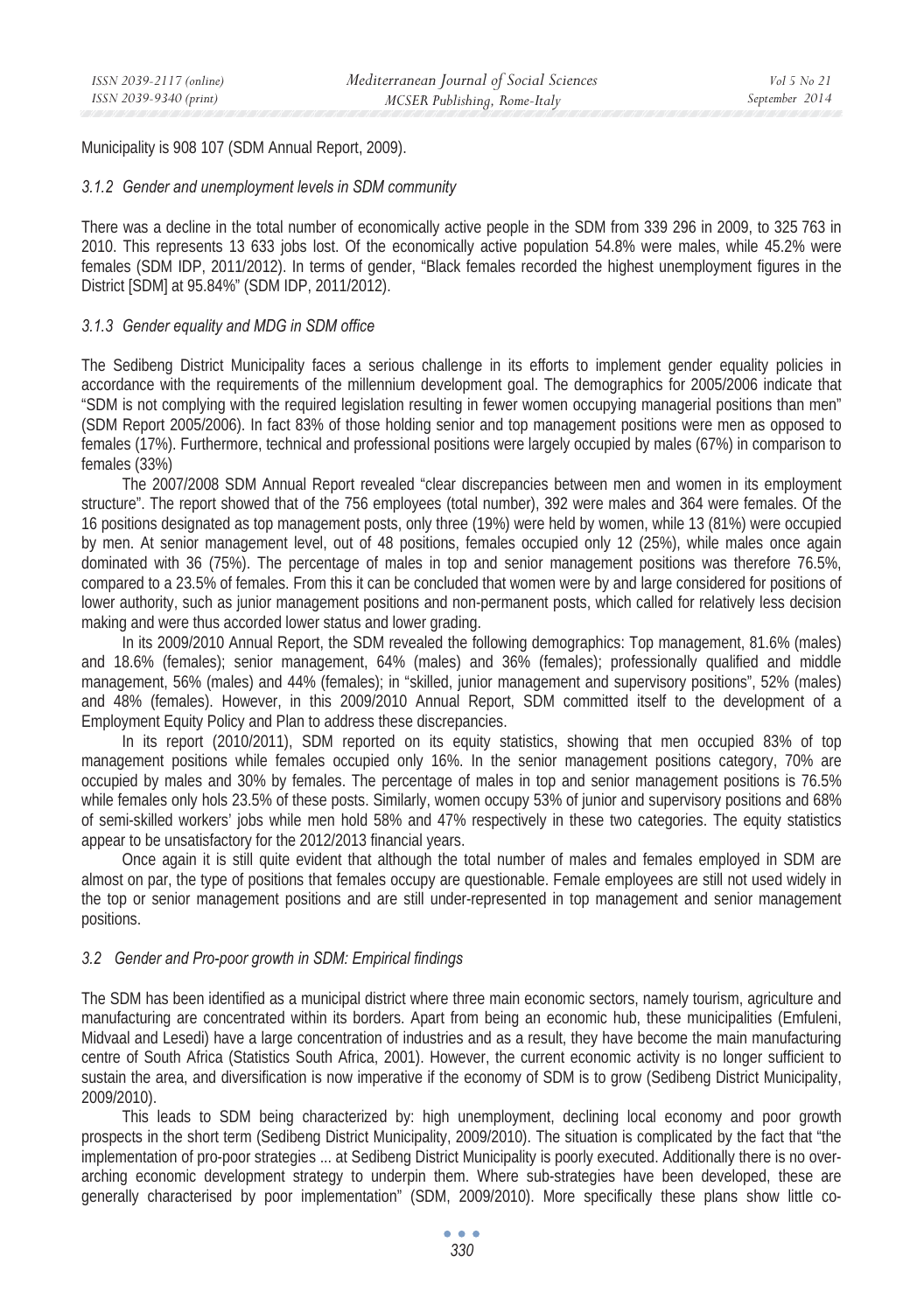Municipality is 908 107 (SDM Annual Report, 2009).

### *3.1.2 Gender and unemployment levels in SDM community*

There was a decline in the total number of economically active people in the SDM from 339 296 in 2009, to 325 763 in 2010. This represents 13 633 jobs lost. Of the economically active population 54.8% were males, while 45.2% were females (SDM IDP, 2011/2012). In terms of gender, "Black females recorded the highest unemployment figures in the District [SDM] at 95.84%" (SDM IDP, 2011/2012).

### *3.1.3 Gender equality and MDG in SDM office*

The Sedibeng District Municipality faces a serious challenge in its efforts to implement gender equality policies in accordance with the requirements of the millennium development goal. The demographics for 2005/2006 indicate that "SDM is not complying with the required legislation resulting in fewer women occupying managerial positions than men" (SDM Report 2005/2006). In fact 83% of those holding senior and top management positions were men as opposed to females (17%). Furthermore, technical and professional positions were largely occupied by males (67%) in comparison to females (33%)

The 2007/2008 SDM Annual Report revealed "clear discrepancies between men and women in its employment structure". The report showed that of the 756 employees (total number), 392 were males and 364 were females. Of the 16 positions designated as top management posts, only three (19%) were held by women, while 13 (81%) were occupied by men. At senior management level, out of 48 positions, females occupied only 12 (25%), while males once again dominated with 36 (75%). The percentage of males in top and senior management positions was therefore 76.5%, compared to a 23.5% of females. From this it can be concluded that women were by and large considered for positions of lower authority, such as junior management positions and non-permanent posts, which called for relatively less decision making and were thus accorded lower status and lower grading.

In its 2009/2010 Annual Report, the SDM revealed the following demographics: Top management, 81.6% (males) and 18.6% (females); senior management, 64% (males) and 36% (females); professionally qualified and middle management, 56% (males) and 44% (females); in "skilled, junior management and supervisory positions", 52% (males) and 48% (females). However, in this 2009/2010 Annual Report, SDM committed itself to the development of a Employment Equity Policy and Plan to address these discrepancies.

In its report (2010/2011), SDM reported on its equity statistics, showing that men occupied 83% of top management positions while females occupied only 16%. In the senior management positions category, 70% are occupied by males and 30% by females. The percentage of males in top and senior management positions is 76.5% while females only hols 23.5% of these posts. Similarly, women occupy 53% of junior and supervisory positions and 68% of semi-skilled workers' jobs while men hold 58% and 47% respectively in these two categories. The equity statistics appear to be unsatisfactory for the 2012/2013 financial years.

Once again it is still quite evident that although the total number of males and females employed in SDM are almost on par, the type of positions that females occupy are questionable. Female employees are still not used widely in the top or senior management positions and are still under-represented in top management and senior management positions.

### *3.2 Gender and Pro-poor growth in SDM: Empirical findings*

The SDM has been identified as a municipal district where three main economic sectors, namely tourism, agriculture and manufacturing are concentrated within its borders. Apart from being an economic hub, these municipalities (Emfuleni, Midvaal and Lesedi) have a large concentration of industries and as a result, they have become the main manufacturing centre of South Africa (Statistics South Africa, 2001). However, the current economic activity is no longer sufficient to sustain the area, and diversification is now imperative if the economy of SDM is to grow (Sedibeng District Municipality, 2009/2010).

This leads to SDM being characterized by: high unemployment, declining local economy and poor growth prospects in the short term (Sedibeng District Municipality, 2009/2010). The situation is complicated by the fact that "the implementation of pro-poor strategies ... at Sedibeng District Municipality is poorly executed. Additionally there is no over-arching economic development strategy to underpin them. Where sub-strategies have been developed, these are generally characterised by poor implementation" (SDM, 2009/2010). More specifically these plans show little co-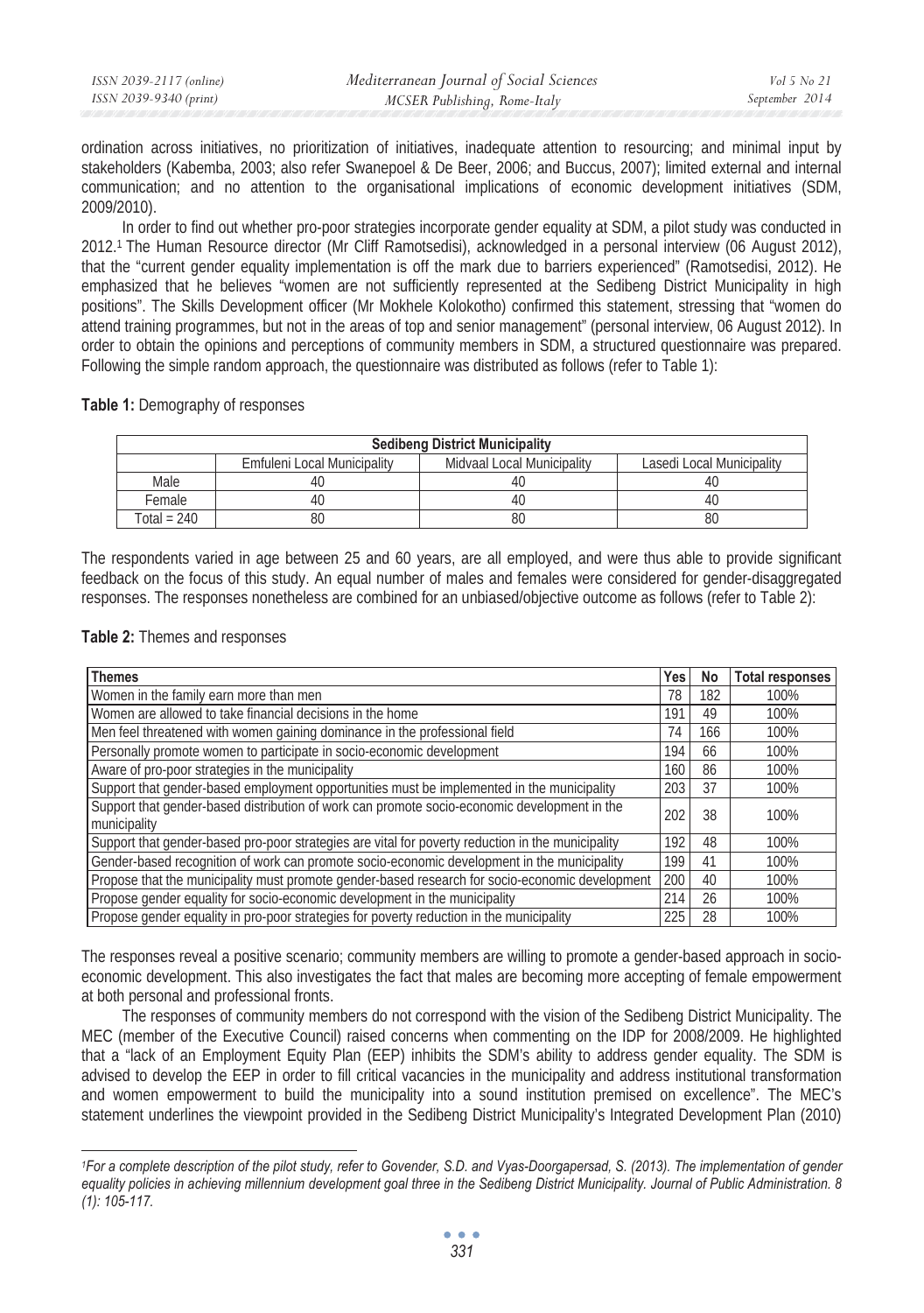ordination across initiatives, no prioritization of initiatives, inadequate attention to resourcing; and minimal input by stakeholders (Kabemba, 2003; also refer Swanepoel & De Beer, 2006; and Buccus, 2007); limited external and internal communication; and no attention to the organisational implications of economic development initiatives (SDM, 2009/2010).

In order to find out whether pro-poor strategies incorporate gender equality at SDM, a pilot study was conducted in 2012.[1] The Human Resource director (Mr Cliff Ramotsedisi), acknowledged in a personal interview (06 August 2012), that the "current gender equality implementation is off the mark due to barriers experienced" (Ramotsedisi, 2012). He emphasized that he believes "women are not sufficiently represented at the Sedibeng District Municipality in high positions". The Skills Development officer (Mr Mokhele Kolokotho) confirmed this statement, stressing that "women do attend training programmes, but not in the areas of top and senior management" (personal interview, 06 August 2012). In order to obtain the opinions and perceptions of community members in SDM, a structured questionnaire was prepared. Following the simple random approach, the questionnaire was distributed as follows (refer to Table 1):

**Table 1:** Demography of responses

| Sedibeng District Municipality | | | |
|---|---|---|---|
| | Emfuleni Local Municipality | Midvaal Local Municipality | Lasedi Local Municipality |
| Male | 40 | 40 | 40 |
| Female | 40 | 40 | 40 |
| Total = 240 | 80 | 80 | 80 |

The respondents varied in age between 25 and 60 years, are all employed, and were thus able to provide significant feedback on the focus of this study. An equal number of males and females were considered for gender-disaggregated responses. The responses nonetheless are combined for an unbiased/objective outcome as follows (refer to Table 2):

**Table 2:** Themes and responses

| Themes | Yes | No | Total responses |
|---|---|---|---|
| Women in the family earn more than men | 78 | 182 | 100% |
| Women are allowed to take financial decisions in the home | 191 | 49 | 100% |
| Men feel threatened with women gaining dominance in the professional field | 74 | 166 | 100% |
| Personally promote women to participate in socio-economic development | 194 | 66 | 100% |
| Aware of pro-poor strategies in the municipality | 160 | 86 | 100% |
| Support that gender-based employment opportunities must be implemented in the municipality | 203 | 37 | 100% |
| Support that gender-based distribution of work can promote socio-economic development in the municipality | 202 | 38 | 100% |
| Support that gender-based pro-poor strategies are vital for poverty reduction in the municipality | 192 | 48 | 100% |
| Gender-based recognition of work can promote socio-economic development in the municipality | 199 | 41 | 100% |
| Propose that the municipality must promote gender-based research for socio-economic development | 200 | 40 | 100% |
| Propose gender equality for socio-economic development in the municipality | 214 | 26 | 100% |
| Propose gender equality in pro-poor strategies for poverty reduction in the municipality | 225 | 28 | 100% |

The responses reveal a positive scenario; community members are willing to promote a gender-based approach in socio-economic development. This also investigates the fact that males are becoming more accepting of female empowerment at both personal and professional fronts.

The responses of community members do not correspond with the vision of the Sedibeng District Municipality. The MEC (member of the Executive Council) raised concerns when commenting on the IDP for 2008/2009. He highlighted that a "lack of an Employment Equity Plan (EEP) inhibits the SDM's ability to address gender equality. The SDM is advised to develop the EEP in order to fill critical vacancies in the municipality and address institutional transformation and women empowerment to build the municipality into a sound institution premised on excellence". The MEC's statement underlines the viewpoint provided in the Sedibeng District Municipality's Integrated Development Plan (2010)

[1] *For a complete description of the pilot study, refer to Govender, S.D. and Vyas-Doorgapersad, S. (2013). The implementation of gender equality policies in achieving millennium development goal three in the Sedibeng District Municipality. Journal of Public Administration. 8 (1): 105-117.*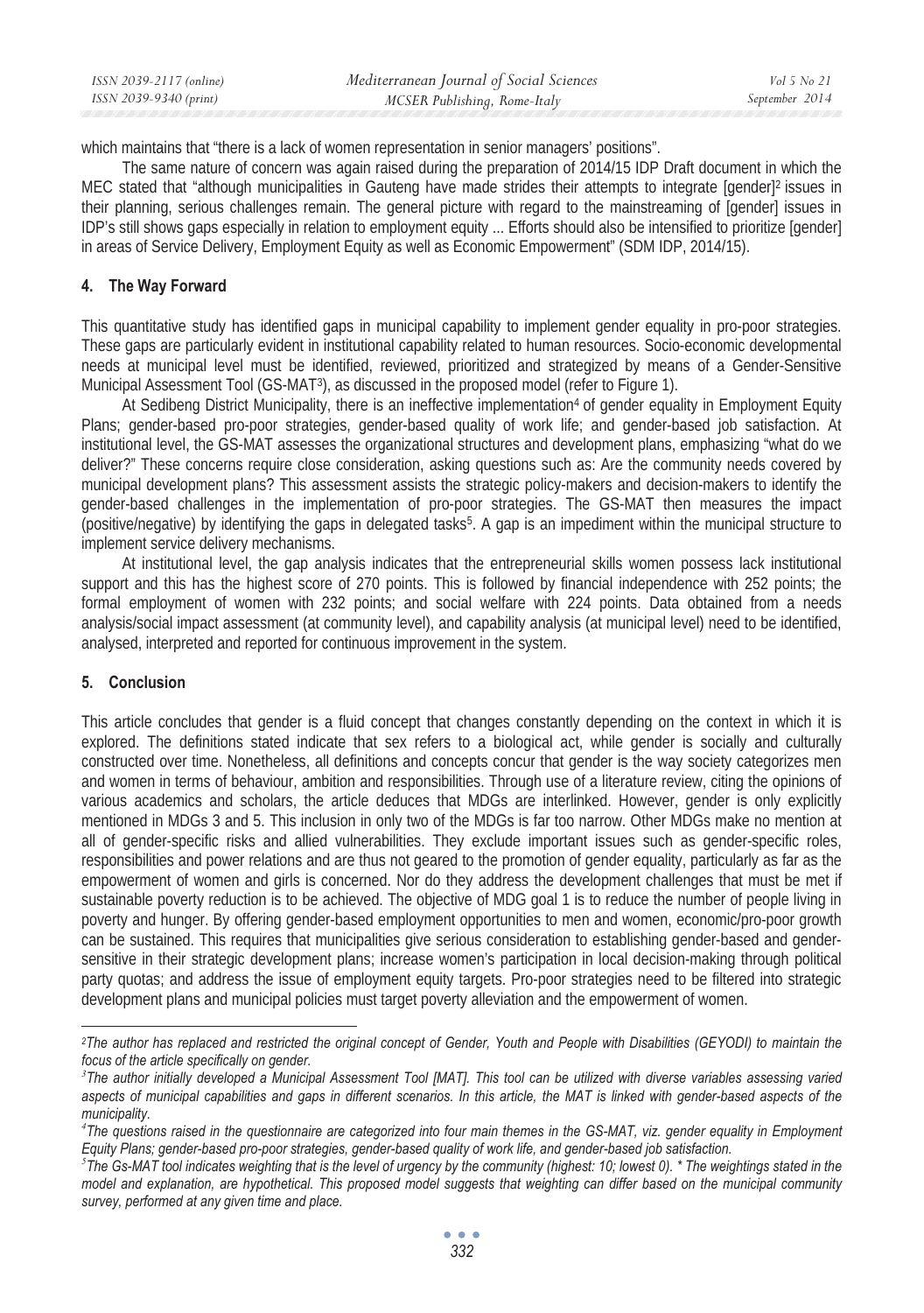which maintains that "there is a lack of women representation in senior managers' positions".

The same nature of concern was again raised during the preparation of 2014/15 IDP Draft document in which the MEC stated that "although municipalities in Gauteng have made strides their attempts to integrate [gender][2] issues in their planning, serious challenges remain. The general picture with regard to the mainstreaming of [gender] issues in IDP's still shows gaps especially in relation to employment equity ... Efforts should also be intensified to prioritize [gender] in areas of Service Delivery, Employment Equity as well as Economic Empowerment" (SDM IDP, 2014/15).

## 4. The Way Forward

This quantitative study has identified gaps in municipal capability to implement gender equality in pro-poor strategies. These gaps are particularly evident in institutional capability related to human resources. Socio-economic developmental needs at municipal level must be identified, reviewed, prioritized and strategized by means of a Gender-Sensitive Municipal Assessment Tool (GS-MAT[3]), as discussed in the proposed model (refer to Figure 1).

At Sedibeng District Municipality, there is an ineffective implementation[4] of gender equality in Employment Equity Plans; gender-based pro-poor strategies, gender-based quality of work life; and gender-based job satisfaction. At institutional level, the GS-MAT assesses the organizational structures and development plans, emphasizing "what do we deliver?" These concerns require close consideration, asking questions such as: Are the community needs covered by municipal development plans? This assessment assists the strategic policy-makers and decision-makers to identify the gender-based challenges in the implementation of pro-poor strategies. The GS-MAT then measures the impact (positive/negative) by identifying the gaps in delegated tasks[5]. A gap is an impediment within the municipal structure to implement service delivery mechanisms.

At institutional level, the gap analysis indicates that the entrepreneurial skills women possess lack institutional support and this has the highest score of 270 points. This is followed by financial independence with 252 points; the formal employment of women with 232 points; and social welfare with 224 points. Data obtained from a needs analysis/social impact assessment (at community level), and capability analysis (at municipal level) need to be identified, analysed, interpreted and reported for continuous improvement in the system.

## 5. Conclusion

This article concludes that gender is a fluid concept that changes constantly depending on the context in which it is explored. The definitions stated indicate that sex refers to a biological act, while gender is socially and culturally constructed over time. Nonetheless, all definitions and concepts concur that gender is the way society categorizes men and women in terms of behaviour, ambition and responsibilities. Through use of a literature review, citing the opinions of various academics and scholars, the article deduces that MDGs are interlinked. However, gender is only explicitly mentioned in MDGs 3 and 5. This inclusion in only two of the MDGs is far too narrow. Other MDGs make no mention at all of gender-specific risks and allied vulnerabilities. They exclude important issues such as gender-specific roles, responsibilities and power relations and are thus not geared to the promotion of gender equality, particularly as far as the empowerment of women and girls is concerned. Nor do they address the development challenges that must be met if sustainable poverty reduction is to be achieved. The objective of MDG goal 1 is to reduce the number of people living in poverty and hunger. By offering gender-based employment opportunities to men and women, economic/pro-poor growth can be sustained. This requires that municipalities give serious consideration to establishing gender-based and gender-sensitive in their strategic development plans; increase women's participation in local decision-making through political party quotas; and address the issue of employment equity targets. Pro-poor strategies need to be filtered into strategic development plans and municipal policies must target poverty alleviation and the empowerment of women.

---

*[2]The author has replaced and restricted the original concept of Gender, Youth and People with Disabilities (GEYODI) to maintain the focus of the article specifically on gender.*

*[3]The author initially developed a Municipal Assessment Tool [MAT]. This tool can be utilized with diverse variables assessing varied aspects of municipal capabilities and gaps in different scenarios. In this article, the MAT is linked with gender-based aspects of the municipality.*

*[4]The questions raised in the questionnaire are categorized into four main themes in the GS-MAT, viz. gender equality in Employment Equity Plans; gender-based pro-poor strategies, gender-based quality of work life, and gender-based job satisfaction.*

*[5]The Gs-MAT tool indicates weighting that is the level of urgency by the community (highest: 10; lowest 0). * The weightings stated in the model and explanation, are hypothetical. This proposed model suggests that weighting can differ based on the municipal community survey, performed at any given time and place.*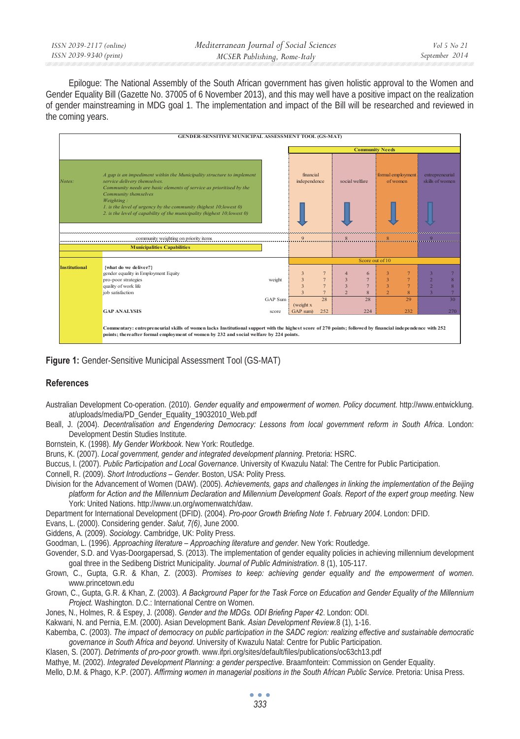Epilogue: The National Assembly of the South African government has given holistic approval to the Women and Gender Equality Bill (Gazette No. 37005 of 6 November 2013), and this may well have a positive impact on the realization of gender mainstreaming in MDG goal 1. The implementation and impact of the Bill will be researched and reviewed in the coming years.

| GENDER-SENSITIVE MUNICIPAL ASSESSMENT TOOL (GS-MAT) | | | | | | | | | | |
|---|---|---|---|---|---|---|---|---|---|---|
| | | | **Community Needs** | | | | | | | |
| *Notes:* | *A gap is an impediment within the Municipality structure to implement service delivery themselves. Community needs are basic elements of service as prioritised by the Community themselves. Weighting : 1. is the level of urgency by the community (highest 10;lowest 0) 2. is the level of capability of the municipality (highest 10;lowest 0)* | | financial independence | | social welfare | | formal employment of women | | entrepreneurial skills of women | |
| | community weighting on priority items | | 9 | | 8 | | 8 | | 9 | |
| | **Municipalities Capabilities** | | | | | | | | | |
| | | | Score out of 10 | | | | | | | |
| **Institutional** | **{what do we deliver?}** | | | | | | | | | |
| | gender equality in Employment Equity | | 3 | 7 | 4 | 6 | 3 | 7 | 3 | 7 |
| | pro-poor strategies | weight | 3 | 7 | 3 | 7 | 3 | 7 | 2 | 8 |
| | quality of work life | | 3 | 7 | 3 | 7 | 3 | 7 | 2 | 8 |
| | job satisfaction | | 3 | 7 | 2 | 8 | 2 | 8 | 3 | 7 |
| | | GAP Sum | | 28 | | 28 | | 29 | | 30 |
| | **GAP ANALYSIS** | score | (weight x GAP sum) | 252 | | 224 | | 232 | | 270 |

**Commentary: entrepreneurial skills of women lacks Institutional support with the highest score of 270 points; followed by financial independence with 252 points; thereafter formal employment of women by 232 and social welfare by 224 points.**

**Figure 1:** Gender-Sensitive Municipal Assessment Tool (GS-MAT)

## References

Australian Development Co-operation. (2010). *Gender equality and empowerment of women. Policy document.* http://www.entwicklung.at/uploads/media/PD_Gender_Equality_19032010_Web.pdf

Beall, J. (2004). *Decentralisation and Engendering Democracy: Lessons from local government reform in South Africa*. London: Development Destin Studies Institute.

Bornstein, K. (1998). *My Gender Workbook*. New York: Routledge.

Bruns, K. (2007). *Local government, gender and integrated development planning*. Pretoria: HSRC.

Buccus, I. (2007). *Public Participation and Local Governance*. University of Kwazulu Natal: The Centre for Public Participation.

Connell, R. (2009). *Short Introductions – Gender*. Boston, USA: Polity Press.

Division for the Advancement of Women (DAW). (2005). *Achievements, gaps and challenges in linking the implementation of the Beijing platform for Action and the Millennium Declaration and Millennium Development Goals. Report of the expert group meeting.* New York: United Nations. http://www.un.org/womenwatch/daw.

Department for International Development (DFID). (2004). *Pro-poor Growth Briefing Note 1. February 2004*. London: DFID.

Evans, L. (2000). Considering gender. *Salut, 7(6)*, June 2000.

Giddens, A. (2009). *Sociology*. Cambridge, UK: Polity Press.

Goodman, L. (1996). *Approaching literature – Approaching literature and gender.* New York: Routledge.

Govender, S.D. and Vyas-Doorgapersad, S. (2013). The implementation of gender equality policies in achieving millennium development goal three in the Sedibeng District Municipality. *Journal of Public Administration*. 8 (1), 105-117.

Grown, C., Gupta, G.R. & Khan, Z. (2003). *Promises to keep: achieving gender equality and the empowerment of women*. www.princetown.edu

Grown, C., Gupta, G.R. & Khan, Z. (2003). *A Background Paper for the Task Force on Education and Gender Equality of the Millennium Project.* Washington. D.C.: International Centre on Women.

Jones, N., Holmes, R. & Espey, J. (2008). *Gender and the MDGs. ODI Briefing Paper 42*. London: ODI.

Kakwani, N. and Pernia, E.M. (2000). Asian Development Bank. *Asian Development Review*.8 (1), 1-16.

Kabemba, C. (2003). *The impact of democracy on public participation in the SADC region: realizing effective and sustainable democratic governance in South Africa and beyond*. University of Kwazulu Natal: Centre for Public Participation.

Klasen, S. (2007). *Detriments of pro-poor growth*. www.ifpri.org/sites/default/files/publications/oc63ch13.pdf

Mathye, M. (2002). *Integrated Development Planning: a gender perspective*. Braamfontein: Commission on Gender Equality.

Mello, D.M. & Phago, K.P. (2007). *Affirming women in managerial positions in the South African Public Service*. Pretoria: Unisa Press.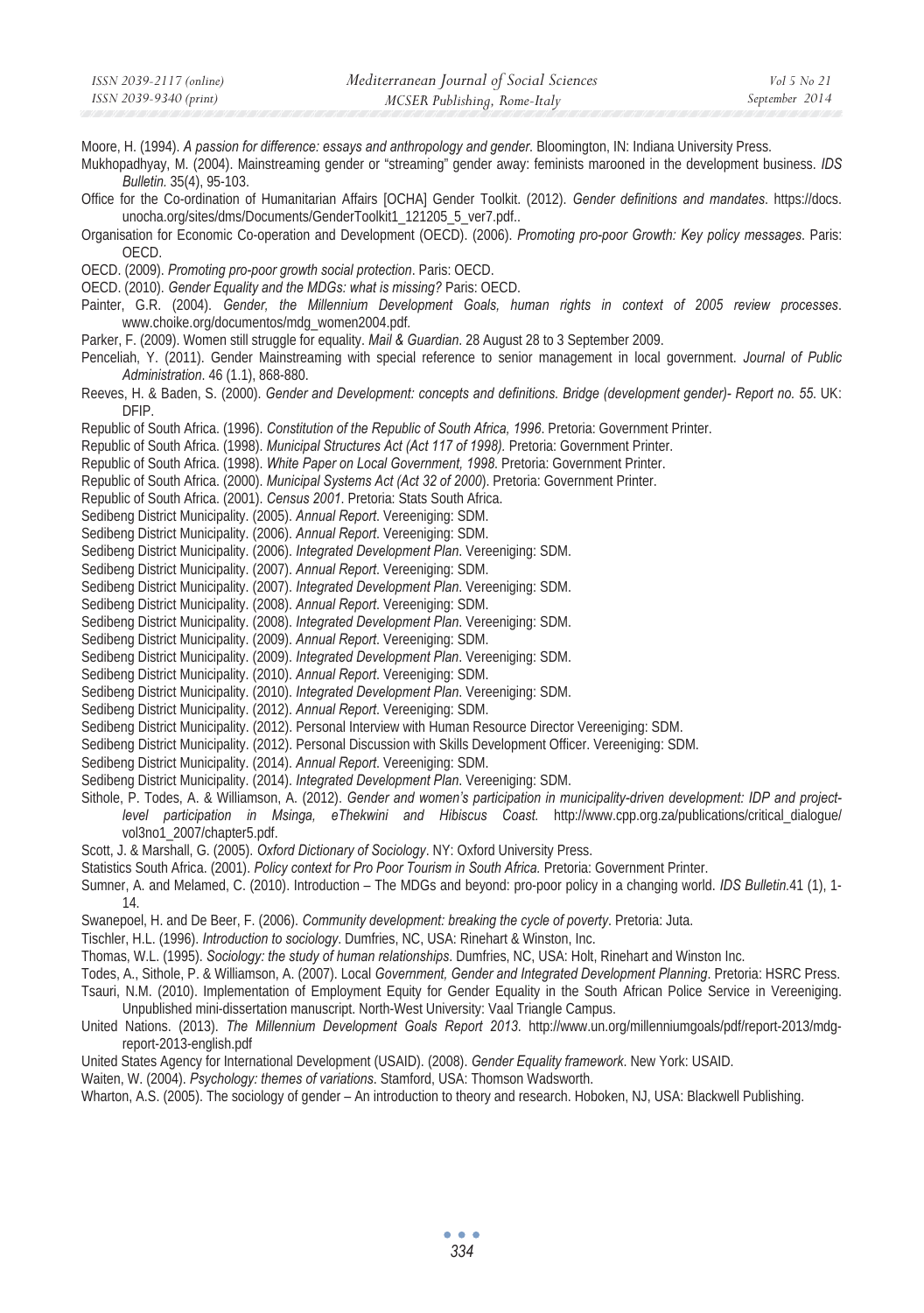Moore, H. (1994). *A passion for difference: essays and anthropology and gender*. Bloomington, IN: Indiana University Press.

Mukhopadhyay, M. (2004). Mainstreaming gender or "streaming" gender away: feminists marooned in the development business. *IDS Bulletin.* 35(4), 95-103.

Office for the Co-ordination of Humanitarian Affairs [OCHA] Gender Toolkit. (2012). *Gender definitions and mandates*. https://docs.unocha.org/sites/dms/Documents/GenderToolkit1_121205_5_ver7.pdf..

Organisation for Economic Co-operation and Development (OECD). (2006). *Promoting pro-poor Growth: Key policy messages*. Paris: OECD.

OECD. (2009). *Promoting pro-poor growth social protection*. Paris: OECD.

OECD. (2010). *Gender Equality and the MDGs: what is missing?* Paris: OECD.

Painter, G.R. (2004). *Gender, the Millennium Development Goals, human rights in context of 2005 review processes*. www.choike.org/documentos/mdg_women2004.pdf.

Parker, F. (2009). Women still struggle for equality. *Mail & Guardian*. 28 August 28 to 3 September 2009.

Penceliah, Y. (2011). Gender Mainstreaming with special reference to senior management in local government. *Journal of Public Administration*. 46 (1.1), 868-880.

Reeves, H. & Baden, S. (2000). *Gender and Development: concepts and definitions. Bridge (development gender)- Report no. 55*. UK: DFIP.

Republic of South Africa. (1996). *Constitution of the Republic of South Africa, 1996*. Pretoria: Government Printer.

Republic of South Africa. (1998). *Municipal Structures Act (Act 117 of 1998).* Pretoria: Government Printer.

Republic of South Africa. (1998). *White Paper on Local Government, 1998*. Pretoria: Government Printer.

Republic of South Africa. (2000). *Municipal Systems Act (Act 32 of 2000*). Pretoria: Government Printer.

Republic of South Africa. (2001). *Census 2001*. Pretoria: Stats South Africa.

Sedibeng District Municipality. (2005). *Annual Report*. Vereeniging: SDM.

Sedibeng District Municipality. (2006). *Annual Report*. Vereeniging: SDM.

Sedibeng District Municipality. (2006). *Integrated Development Plan*. Vereeniging: SDM.

Sedibeng District Municipality. (2007). *Annual Report*. Vereeniging: SDM.

Sedibeng District Municipality. (2007). *Integrated Development Plan*. Vereeniging: SDM.

Sedibeng District Municipality. (2008). *Annual Report*. Vereeniging: SDM.

Sedibeng District Municipality. (2008). *Integrated Development Plan*. Vereeniging: SDM.

Sedibeng District Municipality. (2009). *Annual Report*. Vereeniging: SDM.

Sedibeng District Municipality. (2009). *Integrated Development Plan*. Vereeniging: SDM.

Sedibeng District Municipality. (2010). *Annual Report*. Vereeniging: SDM.

Sedibeng District Municipality. (2010). *Integrated Development Plan*. Vereeniging: SDM.

Sedibeng District Municipality. (2012). *Annual Report*. Vereeniging: SDM.

Sedibeng District Municipality. (2012). Personal Interview with Human Resource Director Vereeniging: SDM.

Sedibeng District Municipality. (2012). Personal Discussion with Skills Development Officer. Vereeniging: SDM.

Sedibeng District Municipality. (2014). *Annual Report*. Vereeniging: SDM.

Sedibeng District Municipality. (2014). *Integrated Development Plan*. Vereeniging: SDM.

Sithole, P. Todes, A. & Williamson, A. (2012). *Gender and women's participation in municipality-driven development: IDP and project-level participation in Msinga, eThekwini and Hibiscus Coast.* http://www.cpp.org.za/publications/critical_dialogue/vol3no1_2007/chapter5.pdf.

Scott, J. & Marshall, G. (2005). *Oxford Dictionary of Sociology*. NY: Oxford University Press.

Statistics South Africa. (2001). *Policy context for Pro Poor Tourism in South Africa.* Pretoria: Government Printer.

Sumner, A. and Melamed, C. (2010). Introduction – The MDGs and beyond: pro-poor policy in a changing world. *IDS Bulletin*.41 (1), 1-14.

Swanepoel, H. and De Beer, F. (2006). *Community development: breaking the cycle of poverty*. Pretoria: Juta.

Tischler, H.L. (1996). *Introduction to sociology*. Dumfries, NC, USA: Rinehart & Winston, Inc.

Thomas, W.L. (1995). *Sociology: the study of human relationships*. Dumfries, NC, USA: Holt, Rinehart and Winston Inc.

Todes, A., Sithole, P. & Williamson, A. (2007). Local *Government, Gender and Integrated Development Planning*. Pretoria: HSRC Press.

Tsauri, N.M. (2010). Implementation of Employment Equity for Gender Equality in the South African Police Service in Vereeniging. Unpublished mini-dissertation manuscript. North-West University: Vaal Triangle Campus.

United Nations. (2013). *The Millennium Development Goals Report 2013*. http://www.un.org/millenniumgoals/pdf/report-2013/mdg-report-2013-english.pdf

United States Agency for International Development (USAID). (2008). *Gender Equality framework*. New York: USAID.

Waiten, W. (2004). *Psychology: themes of variations*. Stamford, USA: Thomson Wadsworth.

Wharton, A.S. (2005). The sociology of gender – An introduction to theory and research. Hoboken, NJ, USA: Blackwell Publishing.